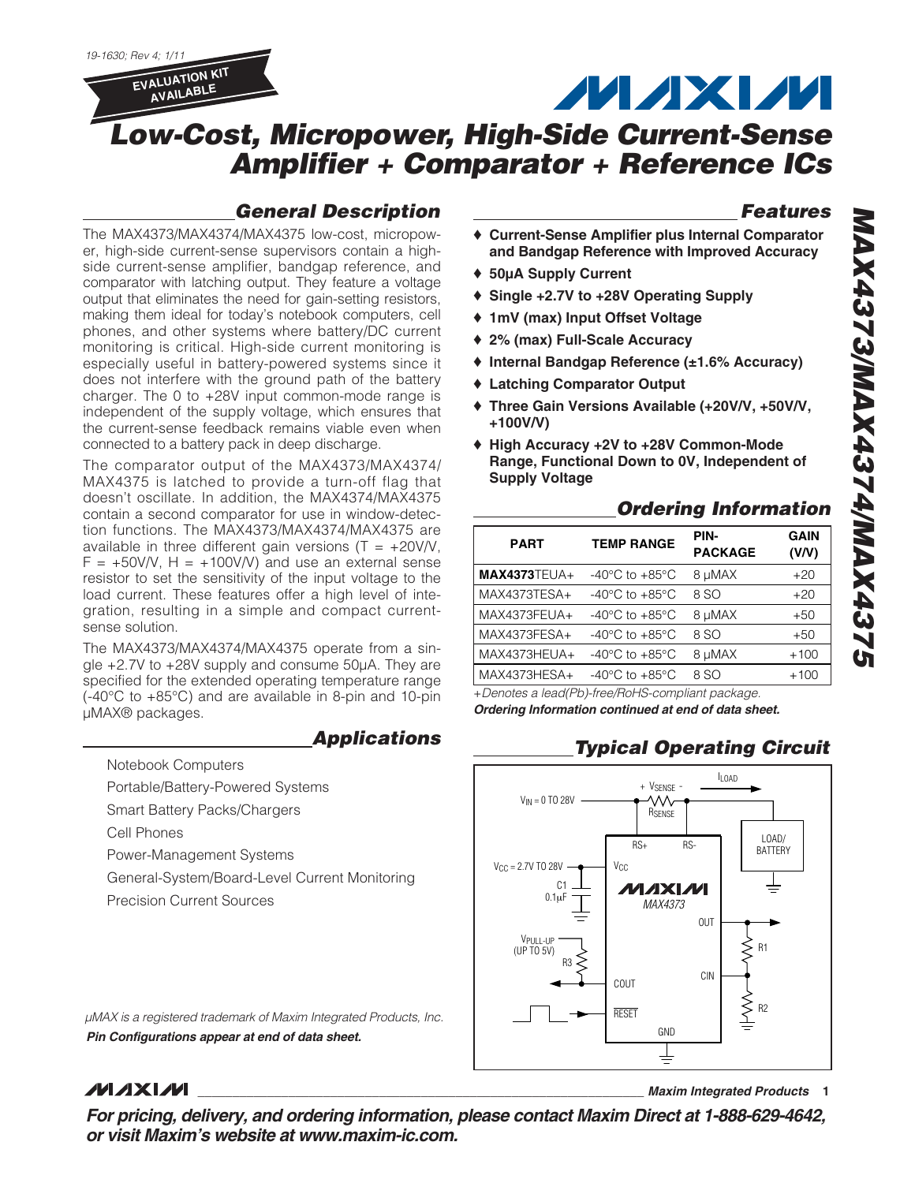19-1630; Rev 4; 1/11

EVALUATION KIT AVAILABLE

# Low-Cost, Micropower, High-Side Current-Sense Amplifier + Comparator + Reference ICs

## General Description

The MAX4373/MAX4374/MAX4375 low-cost, micropower, high-side current-sense supervisors contain a high-side current-sense amplifier, bandgap reference, and comparator with latching output. They feature a voltage output that eliminates the need for gain-setting resistors, making them ideal for today's notebook computers, cell phones, and other systems where battery/DC current monitoring is critical. High-side current monitoring is especially useful in battery-powered systems since it does not interfere with the ground path of the battery charger. The 0 to +28V input common-mode range is independent of the supply voltage, which ensures that the current-sense feedback remains viable even when connected to a battery pack in deep discharge.

The comparator output of the MAX4373/MAX4374/MAX4375 is latched to provide a turn-off flag that doesn't oscillate. In addition, the MAX4374/MAX4375 contain a second comparator for use in window-detection functions. The MAX4373/MAX4374/MAX4375 are available in three different gain versions (T = +20V/V, F = +50V/V, H = +100V/V) and use an external sense resistor to set the sensitivity of the input voltage to the load current. These features offer a high level of integration, resulting in a simple and compact current-sense solution.

The MAX4373/MAX4374/MAX4375 operate from a single +2.7V to +28V supply and consume 50µA. They are specified for the extended operating temperature range (-40°C to +85°C) and are available in 8-pin and 10-pin µMAX® packages.

## Applications

Notebook Computers

Portable/Battery-Powered Systems

Smart Battery Packs/Chargers

Cell Phones

Power-Management Systems

General-System/Board-Level Current Monitoring

Precision Current Sources

*µMAX is a registered trademark of Maxim Integrated Products, Inc.*

***Pin Configurations appear at end of data sheet.***

## Features

- ♦ **Current-Sense Amplifier plus Internal Comparator and Bandgap Reference with Improved Accuracy**
- ♦ **50µA Supply Current**
- ♦ **Single +2.7V to +28V Operating Supply**
- ♦ **1mV (max) Input Offset Voltage**
- ♦ **2% (max) Full-Scale Accuracy**
- ♦ **Internal Bandgap Reference (±1.6% Accuracy)**
- ♦ **Latching Comparator Output**
- ♦ **Three Gain Versions Available (+20V/V, +50V/V, +100V/V)**
- ♦ **High Accuracy +2V to +28V Common-Mode Range, Functional Down to 0V, Independent of Supply Voltage**

## Ordering Information

| PART | TEMP RANGE | PIN-PACKAGE | GAIN (V/V) |
|---|---|---|---|
| **MAX4373**TEUA+ | -40°C to +85°C | 8 µMAX | +20 |
| MAX4373TESA+ | -40°C to +85°C | 8 SO | +20 |
| MAX4373FEUA+ | -40°C to +85°C | 8 µMAX | +50 |
| MAX4373FESA+ | -40°C to +85°C | 8 SO | +50 |
| MAX4373HEUA+ | -40°C to +85°C | 8 µMAX | +100 |
| MAX4373HESA+ | -40°C to +85°C | 8 SO | +100 |

*+Denotes a lead(Pb)-free/RoHS-compliant package.*

***Ordering Information continued at end of data sheet.***

## Typical Operating Circuit

$V_{IN}$ = 0 TO 28V; + $V_{SENSE}$ -; $R_{SENSE}$; $I_{LOAD}$; LOAD/BATTERY; $V_{CC}$ = 2.7V TO 28V; C1 0.1µF; $V_{PULL-UP}$ (UP TO 5V); R3; MAX4373: RS+, RS-, $V_{CC}$, OUT, CIN, COUT, RESET, GND; R1; R2

**For pricing, delivery, and ordering information, please contact Maxim Direct at 1-888-629-4642, or visit Maxim's website at www.maxim-ic.com.**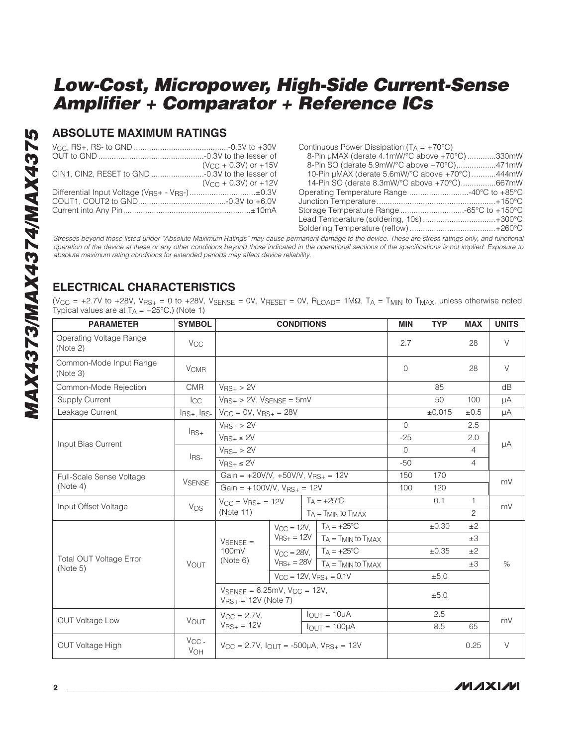## ABSOLUTE MAXIMUM RATINGS

$V_{CC}$, RS+, RS- to GND ..........................................-0.3V to +30V
OUT to GND ................................................-0.3V to the lesser of ($V_{CC}$ + 0.3V) or +15V
CIN1, CIN2, RESET to GND ........................-0.3V to the lesser of ($V_{CC}$ + 0.3V) or +12V
Differential Input Voltage ($V_{RS+}$ - $V_{RS-}$)..............................±0.3V
COUT1, COUT2 to GND........................................-0.3V to +6.0V
Current into Any Pin..........................................................±10mA

Continuous Power Dissipation ($T_A$ = +70°C)
8-Pin µMAX (derate 4.1mW/°C above +70°C) .............330mW
8-Pin SO (derate 5.9mW/°C above +70°C)..................471mW
10-Pin µMAX (derate 5.6mW/°C above +70°C) ...........444mW
14-Pin SO (derate 8.3mW/°C above +70°C)................667mW
Operating Temperature Range ...........................-40°C to +85°C
Junction Temperature.....................................................+150°C
Storage Temperature Range .............................-65°C to +150°C
Lead Temperature (soldering, 10s) .................................+300°C
Soldering Temperature (reflow) .......................................+260°C

*Stresses beyond those listed under "Absolute Maximum Ratings" may cause permanent damage to the device. These are stress ratings only, and functional operation of the device at these or any other conditions beyond those indicated in the operational sections of the specifications is not implied. Exposure to absolute maximum rating conditions for extended periods may affect device reliability.*

## ELECTRICAL CHARACTERISTICS

($V_{CC}$ = +2.7V to +28V, $V_{RS+}$ = 0 to +28V, $V_{SENSE}$ = 0V, $V_{\overline{RESET}}$ = 0V, $R_{LOAD}$= 1MΩ, $T_A$ = $T_{MIN}$ to $T_{MAX}$, unless otherwise noted. Typical values are at $T_A$ = +25°C.) (Note 1)

| PARAMETER | SYMBOL | CONDITIONS | | | MIN | TYP | MAX | UNITS |
|---|---|---|---|---|---|---|---|---|
| Operating Voltage Range (Note 2) | $V_{CC}$ | | | | 2.7 | | 28 | V |
| Common-Mode Input Range (Note 3) | $V_{CMR}$ | | | | 0 | | 28 | V |
| Common-Mode Rejection | CMR | $V_{RS+}$ > 2V | | | | 85 | | dB |
| Supply Current | $I_{CC}$ | $V_{RS+}$ > 2V, $V_{SENSE}$ = 5mV | | | | 50 | 100 | µA |
| Leakage Current | $I_{RS+}$, $I_{RS-}$ | $V_{CC}$ = 0V, $V_{RS+}$ = 28V | | | | ±0.015 | ±0.5 | µA |
| Input Bias Current | $I_{RS+}$ | $V_{RS+}$ > 2V | | | 0 | | 2.5 | µA |
| | | $V_{RS+}$ ≤ 2V | | | -25 | | 2.0 | |
| | $I_{RS-}$ | $V_{RS+}$ > 2V | | | 0 | | 4 | |
| | | $V_{RS+}$ ≤ 2V | | | -50 | | 4 | |
| Full-Scale Sense Voltage (Note 4) | $V_{SENSE}$ | Gain = +20V/V, +50V/V, $V_{RS+}$ = 12V | | | 150 | 170 | | mV |
| | | Gain = +100V/V, $V_{RS+}$ = 12V | | | 100 | 120 | | |
| Input Offset Voltage | $V_{OS}$ | $V_{CC}$ = $V_{RS+}$ = 12V (Note 11) | | $T_A$ = +25°C | | 0.1 | 1 | mV |
| | | | | $T_A$ = $T_{MIN}$ to $T_{MAX}$ | | | 2 | |
| Total OUT Voltage Error (Note 5) | $V_{OUT}$ | $V_{SENSE}$ = 100mV (Note 6) | $V_{CC}$ = 12V, $V_{RS+}$ = 12V | $T_A$ = +25°C | | ±0.30 | ±2 | % |
| | | | | $T_A$ = $T_{MIN}$ to $T_{MAX}$ | | | ±3 | |
| | | | $V_{CC}$ = 28V, $V_{RS+}$ = 28V | $T_A$ = +25°C | | ±0.35 | ±2 | |
| | | | | $T_A$ = $T_{MIN}$ to $T_{MAX}$ | | | ±3 | |
| | | | $V_{CC}$ = 12V, $V_{RS+}$ = 0.1V | | | ±5.0 | | |
| | | $V_{SENSE}$ = 6.25mV, $V_{CC}$ = 12V, $V_{RS+}$ = 12V (Note 7) | | | | ±5.0 | | |
| OUT Voltage Low | $V_{OUT}$ | $V_{CC}$ = 2.7V, $V_{RS+}$ = 12V | | $I_{OUT}$ = 10µA | | 2.5 | | mV |
| | | | | $I_{OUT}$ = 100µA | | 8.5 | 65 | |
| OUT Voltage High | $V_{CC}$ - $V_{OH}$ | $V_{CC}$ = 2.7V, $I_{OUT}$ = -500µA, $V_{RS+}$ = 12V | | | | | 0.25 | V |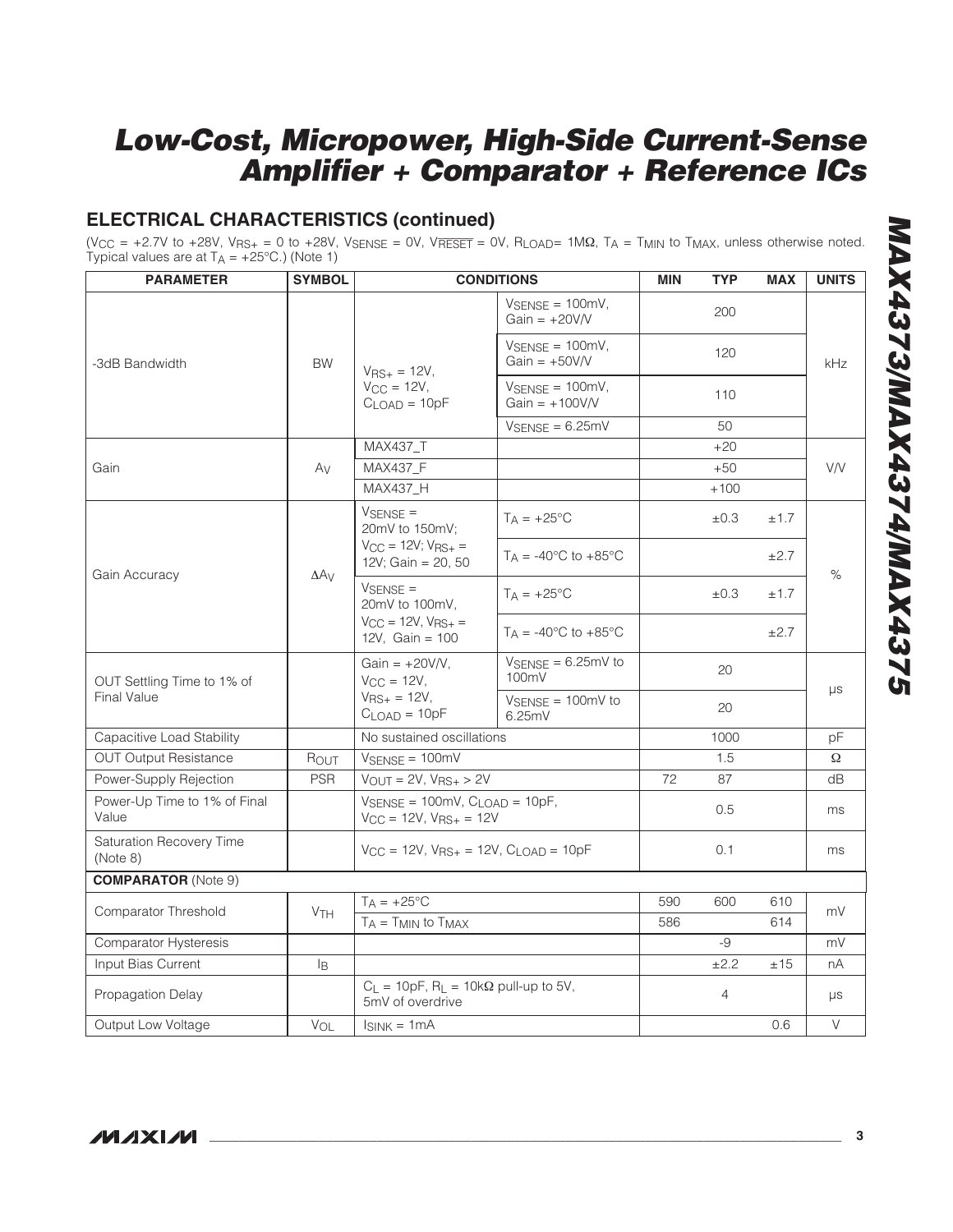## ELECTRICAL CHARACTERISTICS (continued)

($V_{CC}$ = +2.7V to +28V, $V_{RS+}$ = 0 to +28V, $V_{SENSE}$ = 0V, $V_{\overline{RESET}}$ = 0V, $R_{LOAD}$= 1MΩ, $T_A$ = $T_{MIN}$ to $T_{MAX}$, unless otherwise noted. Typical values are at $T_A$ = +25°C.) (Note 1)

| PARAMETER | SYMBOL | CONDITIONS | | MIN | TYP | MAX | UNITS |
|---|---|---|---|---|---|---|---|
| -3dB Bandwidth | BW | $V_{RS+}$ = 12V, $V_{CC}$ = 12V, $C_{LOAD}$ = 10pF | $V_{SENSE}$ = 100mV, Gain = +20V/V | | 200 | | kHz |
| | | | $V_{SENSE}$ = 100mV, Gain = +50V/V | | 120 | | |
| | | | $V_{SENSE}$ = 100mV, Gain = +100V/V | | 110 | | |
| | | | $V_{SENSE}$ = 6.25mV | | 50 | | |
| Gain | $A_V$ | MAX437_T | | | +20 | | V/V |
| | | MAX437_F | | | +50 | | |
| | | MAX437_H | | | +100 | | |
| Gain Accuracy | $\Delta A_V$ | $V_{SENSE}$ = 20mV to 150mV; $V_{CC}$ = 12V; $V_{RS+}$ = 12V; Gain = 20, 50 | $T_A$ = +25°C | | ±0.3 | ±1.7 | % |
| | | | $T_A$ = -40°C to +85°C | | | ±2.7 | |
| | | $V_{SENSE}$ = 20mV to 100mV, $V_{CC}$ = 12V, $V_{RS+}$ = 12V, Gain = 100 | $T_A$ = +25°C | | ±0.3 | ±1.7 | |
| | | | $T_A$ = -40°C to +85°C | | | ±2.7 | |
| OUT Settling Time to 1% of Final Value | | Gain = +20V/V, $V_{CC}$ = 12V, $V_{RS+}$ = 12V, $C_{LOAD}$ = 10pF | $V_{SENSE}$ = 6.25mV to 100mV | | 20 | | µs |
| | | | $V_{SENSE}$ = 100mV to 6.25mV | | 20 | | |
| Capacitive Load Stability | | No sustained oscillations | | | 1000 | | pF |
| OUT Output Resistance | $R_{OUT}$ | $V_{SENSE}$ = 100mV | | | 1.5 | | Ω |
| Power-Supply Rejection | PSR | $V_{OUT}$ = 2V, $V_{RS+}$ > 2V | | 72 | 87 | | dB |
| Power-Up Time to 1% of Final Value | | $V_{SENSE}$ = 100mV, $C_{LOAD}$ = 10pF, $V_{CC}$ = 12V, $V_{RS+}$ = 12V | | | 0.5 | | ms |
| Saturation Recovery Time (Note 8) | | $V_{CC}$ = 12V, $V_{RS+}$ = 12V, $C_{LOAD}$ = 10pF | | | 0.1 | | ms |
| **COMPARATOR** (Note 9) | | | | | | | |
| Comparator Threshold | $V_{TH}$ | $T_A$ = +25°C | | 590 | 600 | 610 | mV |
| | | $T_A$ = $T_{MIN}$ to $T_{MAX}$ | | 586 | | 614 | |
| Comparator Hysteresis | | | | | -9 | | mV |
| Input Bias Current | $I_B$ | | | | ±2.2 | ±15 | nA |
| Propagation Delay | | $C_L$ = 10pF, $R_L$ = 10kΩ pull-up to 5V, 5mV of overdrive | | | 4 | | µs |
| Output Low Voltage | $V_{OL}$ | $I_{SINK}$ = 1mA | | | | 0.6 | V |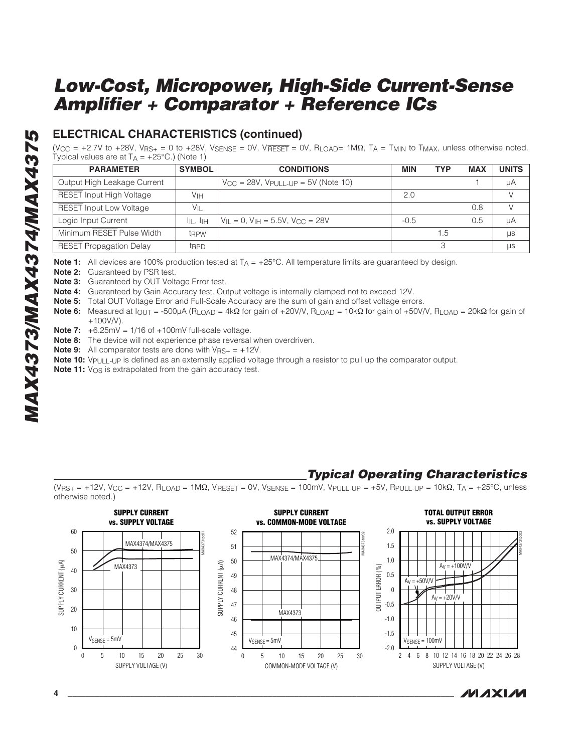## ELECTRICAL CHARACTERISTICS (continued)

($V_{CC}$ = +2.7V to +28V, $V_{RS+}$ = 0 to +28V, $V_{SENSE}$ = 0V, $V_{\overline{RESET}}$ = 0V, $R_{LOAD}$= 1MΩ, $T_A$ = $T_{MIN}$ to $T_{MAX}$, unless otherwise noted. Typical values are at $T_A$ = +25°C.) (Note 1)

| PARAMETER | SYMBOL | CONDITIONS | MIN | TYP | MAX | UNITS |
|---|---|---|---|---|---|---|
| Output High Leakage Current | | $V_{CC}$ = 28V, $V_{PULL-UP}$ = 5V (Note 10) | | | 1 | µA |
| $\overline{RESET}$ Input High Voltage | $V_{IH}$ | | 2.0 | | | V |
| $\overline{RESET}$ Input Low Voltage | $V_{IL}$ | | | | 0.8 | V |
| Logic Input Current | $I_{IL}$, $I_{IH}$ | $V_{IL}$ = 0, $V_{IH}$ = 5.5V, $V_{CC}$ = 28V | -0.5 | | 0.5 | µA |
| Minimum $\overline{RESET}$ Pulse Width | $t_{RPW}$ | | | 1.5 | | µs |
| $\overline{RESET}$ Propagation Delay | $t_{RPD}$ | | | 3 | | µs |

**Note 1:** All devices are 100% production tested at $T_A$ = +25°C. All temperature limits are guaranteed by design.

**Note 2:** Guaranteed by PSR test.

**Note 3:** Guaranteed by OUT Voltage Error test.

**Note 4:** Guaranteed by Gain Accuracy test. Output voltage is internally clamped not to exceed 12V.

**Note 5:** Total OUT Voltage Error and Full-Scale Accuracy are the sum of gain and offset voltage errors.

**Note 6:** Measured at $I_{OUT}$ = -500µA ($R_{LOAD}$ = 4kΩ for gain of +20V/V, $R_{LOAD}$ = 10kΩ for gain of +50V/V, $R_{LOAD}$ = 20kΩ for gain of +100V/V).

**Note 7:** +6.25mV = 1/16 of +100mV full-scale voltage.

**Note 8:** The device will not experience phase reversal when overdriven.

**Note 9:** All comparator tests are done with $V_{RS+}$ = +12V.

**Note 10:** $V_{PULL-UP}$ is defined as an externally applied voltage through a resistor to pull up the comparator output.

**Note 11:** $V_{OS}$ is extrapolated from the gain accuracy test.

## Typical Operating Characteristics

($V_{RS+}$ = +12V, $V_{CC}$ = +12V, $R_{LOAD}$ = 1MΩ, $V_{\overline{RESET}}$ = 0V, $V_{SENSE}$ = 100mV, $V_{PULL-UP}$ = +5V, $R_{PULL-UP}$ = 10kΩ, $T_A$ = +25°C, unless otherwise noted.)

**SUPPLY CURRENT vs. SUPPLY VOLTAGE**

**SUPPLY CURRENT vs. COMMON-MODE VOLTAGE**

**TOTAL OUTPUT ERROR vs. SUPPLY VOLTAGE**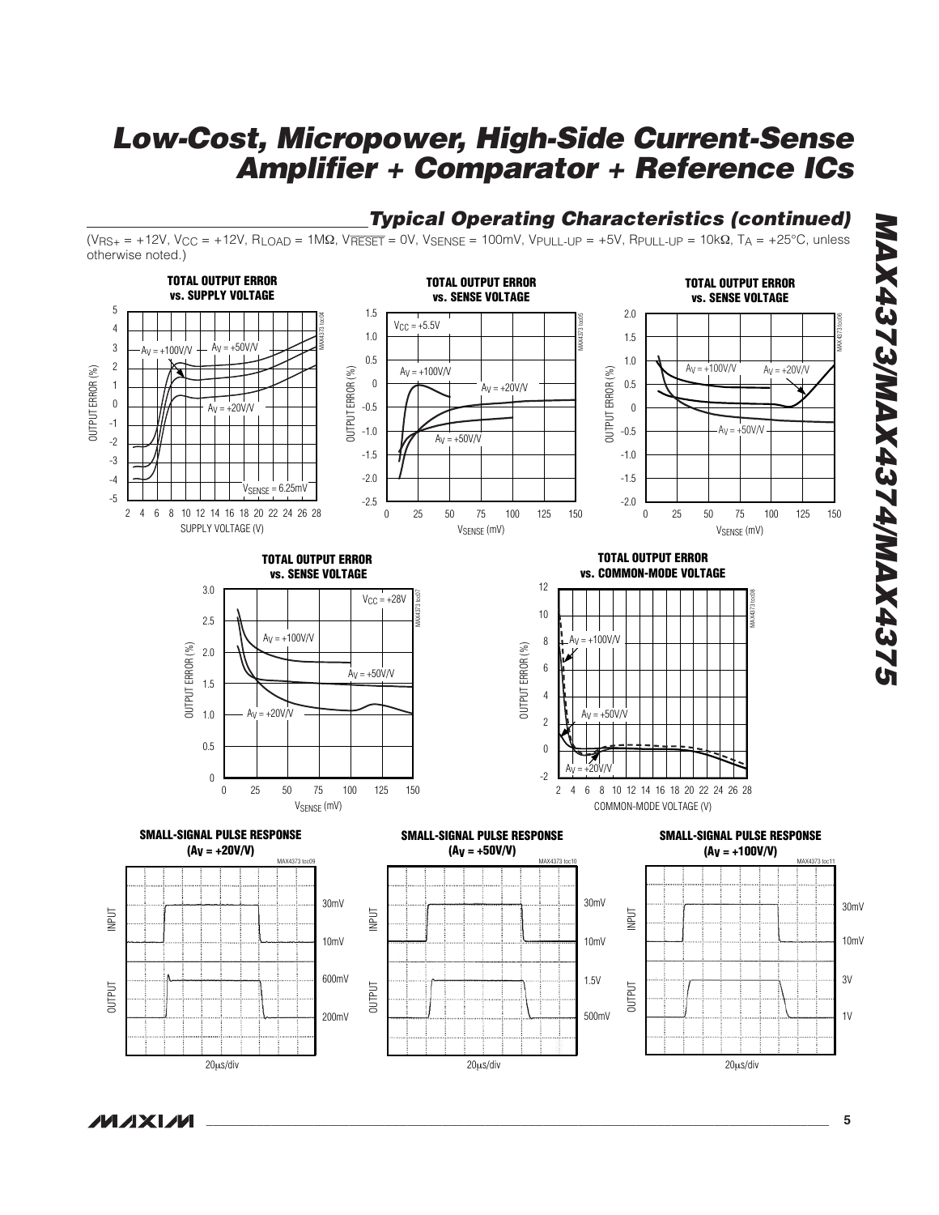## Typical Operating Characteristics (continued)

($V_{RS+}$ = +12V, $V_{CC}$ = +12V, $R_{LOAD}$ = 1MΩ, $V_{\overline{RESET}}$ = 0V, $V_{SENSE}$ = 100mV, $V_{PULL-UP}$ = +5V, $R_{PULL-UP}$ = 10kΩ, $T_A$ = +25°C, unless otherwise noted.)

**TOTAL OUTPUT ERROR vs. SUPPLY VOLTAGE**

**TOTAL OUTPUT ERROR vs. SENSE VOLTAGE** ($V_{CC}$ = +5.5V)

**TOTAL OUTPUT ERROR vs. SENSE VOLTAGE**

**TOTAL OUTPUT ERROR vs. SENSE VOLTAGE** ($V_{CC}$ = +28V)

**TOTAL OUTPUT ERROR vs. COMMON-MODE VOLTAGE**

**SMALL-SIGNAL PULSE RESPONSE ($A_V$ = +20V/V)**

**SMALL-SIGNAL PULSE RESPONSE ($A_V$ = +50V/V)**

**SMALL-SIGNAL PULSE RESPONSE ($A_V$ = +100V/V)**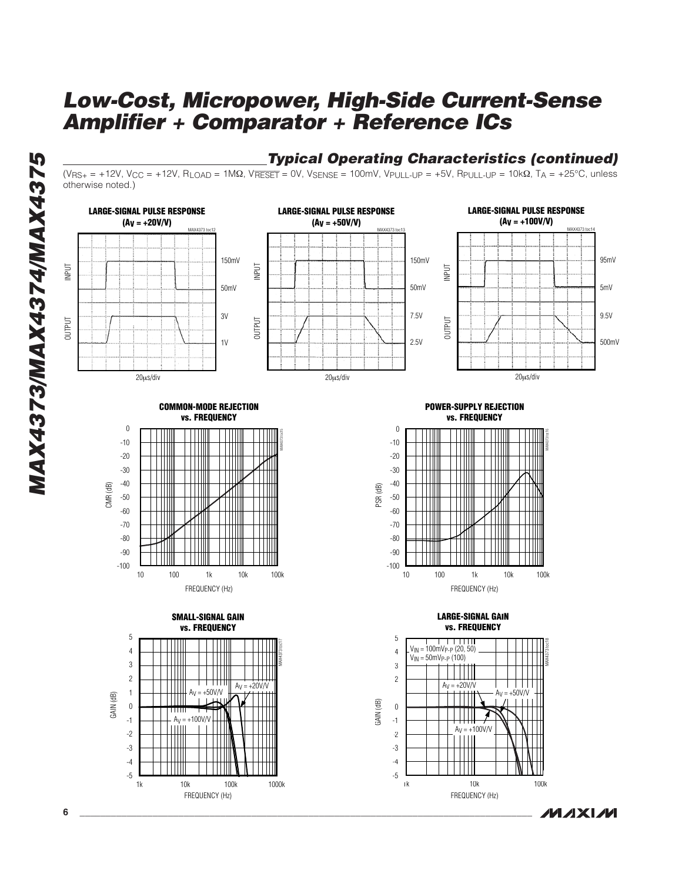## Typical Operating Characteristics (continued)

($V_{RS+}$ = +12V, $V_{CC}$ = +12V, $R_{LOAD}$ = 1MΩ, $V_{\overline{RESET}}$ = 0V, $V_{SENSE}$ = 100mV, $V_{PULL-UP}$ = +5V, $R_{PULL-UP}$ = 10kΩ, $T_A$ = +25°C, unless otherwise noted.)

**LARGE-SIGNAL PULSE RESPONSE ($A_V$ = +20V/V)**

MAX4373 toc12

INPUT: 150mV, 50mV
OUTPUT: 3V, 1V
20μs/div

**LARGE-SIGNAL PULSE RESPONSE ($A_V$ = +50V/V)**

MAX4373 toc13

INPUT: 150mV, 50mV
OUTPUT: 7.5V, 2.5V
20μs/div

**LARGE-SIGNAL PULSE RESPONSE ($A_V$ = +100V/V)**

MAX4373 toc14

INPUT: 95mV, 5mV
OUTPUT: 9.5V, 500mV
20μs/div

**COMMON-MODE REJECTION vs. FREQUENCY**

MAX4373 toc15

CMR (dB): 0 to -100
FREQUENCY (Hz): 10 to 100k

**POWER-SUPPLY REJECTION vs. FREQUENCY**

MAX4373 toc16

PSR (dB): 0 to -100
FREQUENCY (Hz): 10 to 100k

**SMALL-SIGNAL GAIN vs. FREQUENCY**

MAX4373 toc17

$A_V$ = +50V/V, $A_V$ = +20V/V, $A_V$ = +100V/V

GAIN (dB): 5 to -5
FREQUENCY (Hz): 1k to 1000k

**LARGE-SIGNAL GAIN vs. FREQUENCY**

MAX4373 toc18

$V_{IN}$ = 100mV$_{P-P}$ (20, 50)
$V_{IN}$ = 50mV$_{P-P}$ (100)

$A_V$ = +20V/V, $A_V$ = +50V/V, $A_V$ = +100V/V

GAIN (dB): 5 to -5
FREQUENCY (Hz): 1k to 100k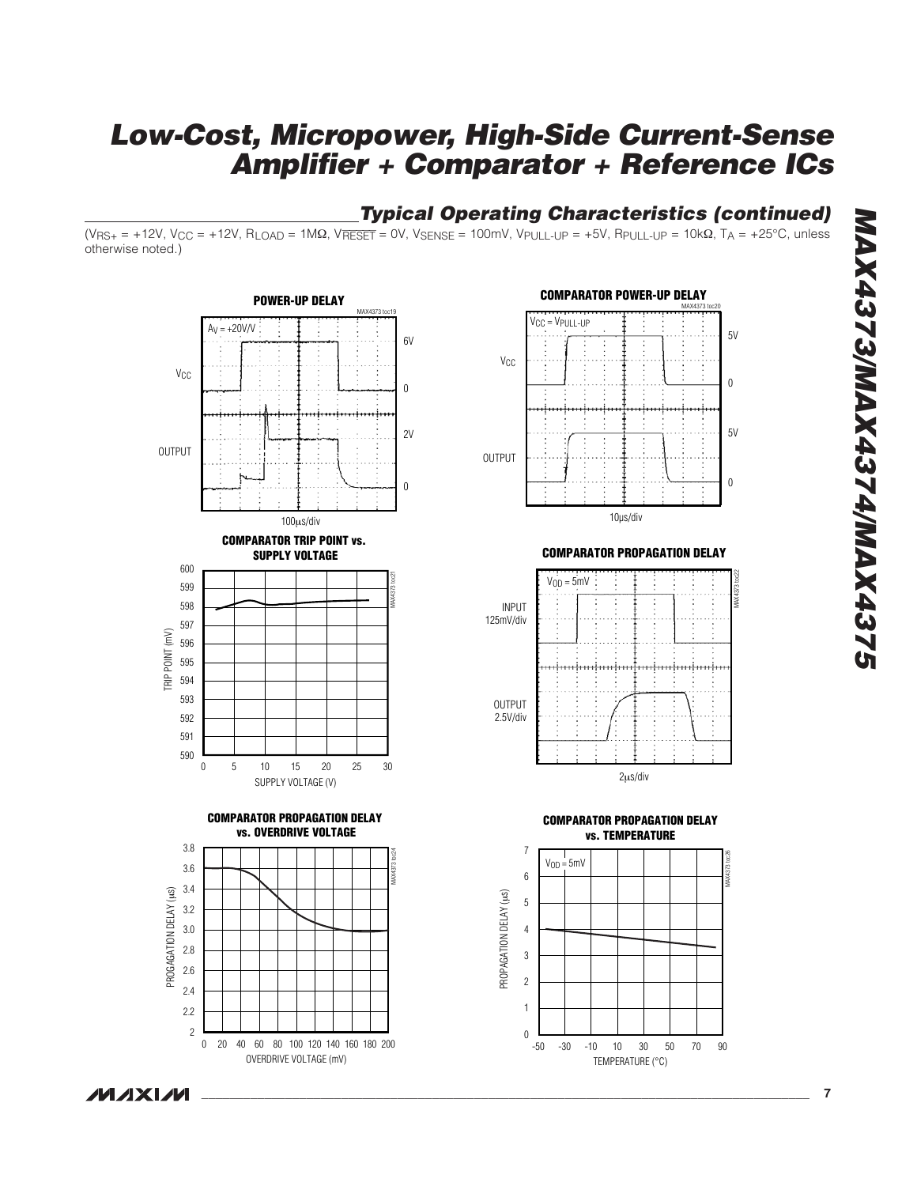## Typical Operating Characteristics (continued)

($V_{RS+}$ = +12V, $V_{CC}$ = +12V, $R_{LOAD}$ = 1MΩ, $V_{\overline{RESET}}$ = 0V, $V_{SENSE}$ = 100mV, $V_{PULL-UP}$ = +5V, $R_{PULL-UP}$ = 10kΩ, $T_A$ = +25°C, unless otherwise noted.)

**POWER-UP DELAY**

$A_V$ = +20V/V

$V_{CC}$ — 6V, 0

OUTPUT — 2V, 0

100μs/div

**COMPARATOR POWER-UP DELAY**

$V_{CC}$ = $V_{PULL-UP}$

$V_{CC}$ — 5V, 0

OUTPUT — 5V, 0

10μs/div

**COMPARATOR TRIP POINT vs. SUPPLY VOLTAGE**

TRIP POINT (mV): 590 to 600

SUPPLY VOLTAGE (V): 0 to 30

**COMPARATOR PROPAGATION DELAY**

$V_{OD}$ = 5mV

INPUT 125mV/div

OUTPUT 2.5V/div

2μs/div

**COMPARATOR PROPAGATION DELAY vs. OVERDRIVE VOLTAGE**

PROGAGATION DELAY (μs): 2 to 3.8

OVERDRIVE VOLTAGE (mV): 0 to 200

**COMPARATOR PROPAGATION DELAY vs. TEMPERATURE**

$V_{OD}$ = 5mV

PROPAGATION DELAY (μs): 0 to 7

TEMPERATURE (°C): -50 to 90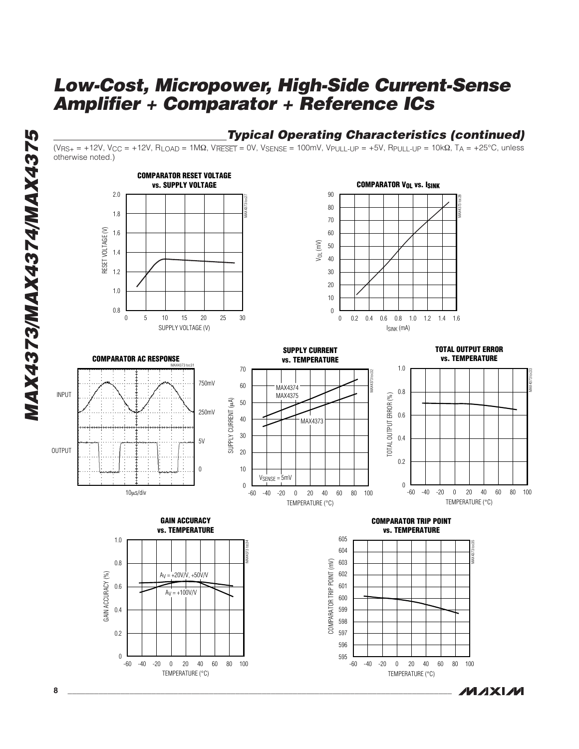## Typical Operating Characteristics (continued)

($V_{RS+}$ = +12V, $V_{CC}$ = +12V, $R_{LOAD}$ = 1MΩ, $V_{\overline{RESET}}$ = 0V, $V_{SENSE}$ = 100mV, $V_{PULL-UP}$ = +5V, $R_{PULL-UP}$ = 10kΩ, $T_A$ = +25°C, unless otherwise noted.)

**COMPARATOR RESET VOLTAGE vs. SUPPLY VOLTAGE**

**COMPARATOR $V_{OL}$ vs. $I_{SINK}$**

**COMPARATOR AC RESPONSE**

**SUPPLY CURRENT vs. TEMPERATURE**

**TOTAL OUTPUT ERROR vs. TEMPERATURE**

**GAIN ACCURACY vs. TEMPERATURE**

**COMPARATOR TRIP POINT vs. TEMPERATURE**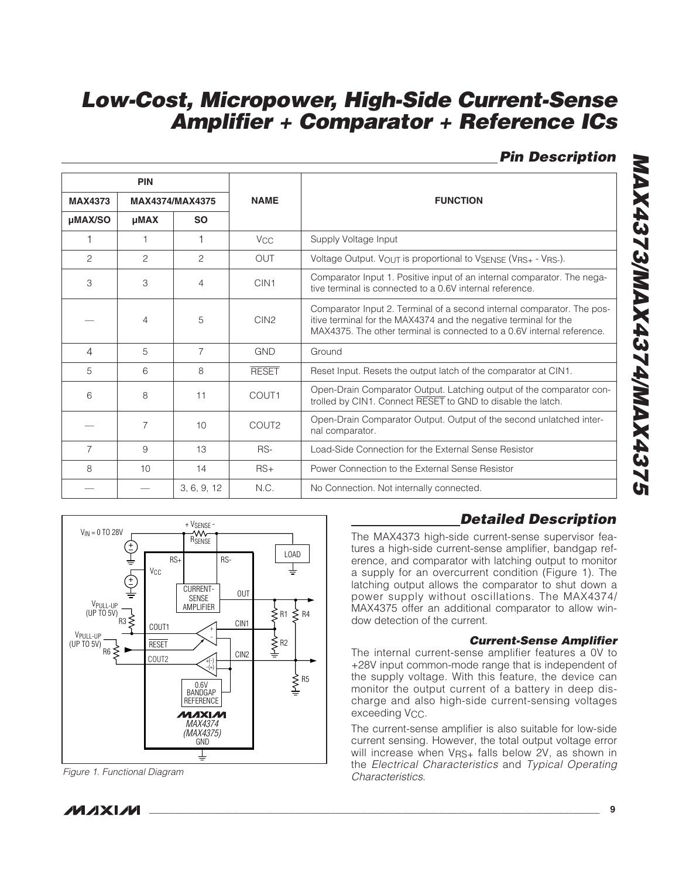# Low-Cost, Micropower, High-Side Current-Sense Amplifier + Comparator + Reference ICs

## Pin Description

| PIN | | | NAME | FUNCTION |
|---|---|---|---|---|
| MAX4373 | MAX4374/MAX4375 | | | |
| µMAX/SO | µMAX | SO | | |
| 1 | 1 | 1 | $V_{CC}$ | Supply Voltage Input |
| 2 | 2 | 2 | OUT | Voltage Output. $V_{OUT}$ is proportional to $V_{SENSE}$ ($V_{RS+}$ - $V_{RS-}$). |
| 3 | 3 | 4 | CIN1 | Comparator Input 1. Positive input of an internal comparator. The negative terminal is connected to a 0.6V internal reference. |
| — | 4 | 5 | CIN2 | Comparator Input 2. Terminal of a second internal comparator. The positive terminal for the MAX4374 and the negative terminal for the MAX4375. The other terminal is connected to a 0.6V internal reference. |
| 4 | 5 | 7 | GND | Ground |
| 5 | 6 | 8 | RESET | Reset Input. Resets the output latch of the comparator at CIN1. |
| 6 | 8 | 11 | COUT1 | Open-Drain Comparator Output. Latching output of the comparator controlled by CIN1. Connect RESET to GND to disable the latch. |
| — | 7 | 10 | COUT2 | Open-Drain Comparator Output. Output of the second unlatched internal comparator. |
| 7 | 9 | 13 | RS- | Load-Side Connection for the External Sense Resistor |
| 8 | 10 | 14 | RS+ | Power Connection to the External Sense Resistor |
| — | — | 3, 6, 9, 12 | N.C. | No Connection. Not internally connected. |

*Figure 1. Functional Diagram*

## Detailed Description

The MAX4373 high-side current-sense supervisor features a high-side current-sense amplifier, bandgap reference, and comparator with latching output to monitor a supply for an overcurrent condition (Figure 1). The latching output allows the comparator to shut down a power supply without oscillations. The MAX4374/MAX4375 offer an additional comparator to allow window detection of the current.

### Current-Sense Amplifier

The internal current-sense amplifier features a 0V to +28V input common-mode range that is independent of the supply voltage. With this feature, the device can monitor the output current of a battery in deep discharge and also high-side current-sensing voltages exceeding $V_{CC}$.

The current-sense amplifier is also suitable for low-side current sensing. However, the total output voltage error will increase when $V_{RS+}$ falls below 2V, as shown in the *Electrical Characteristics* and *Typical Operating Characteristics*.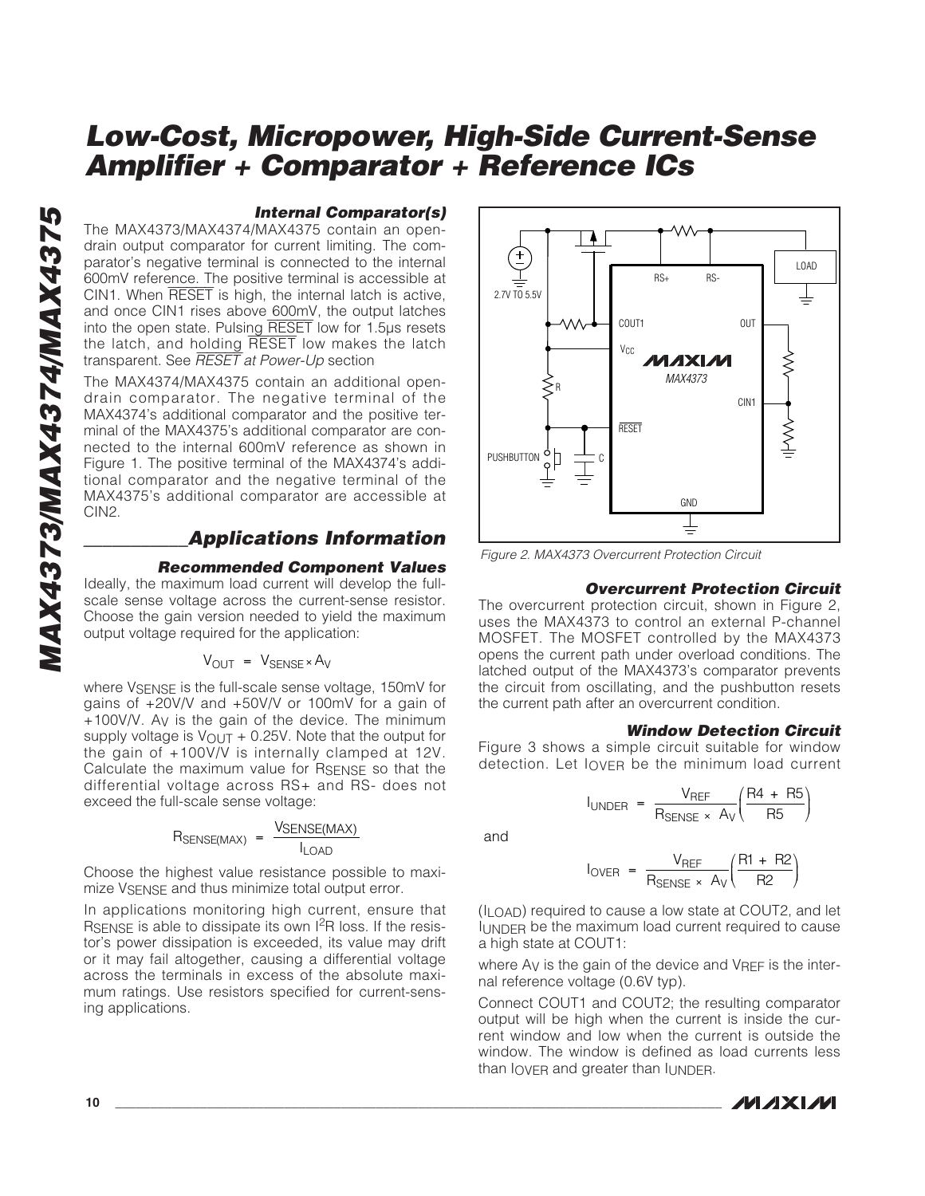### Internal Comparator(s)

The MAX4373/MAX4374/MAX4375 contain an open-drain output comparator for current limiting. The comparator's negative terminal is connected to the internal 600mV reference. The positive terminal is accessible at CIN1. When $\overline{RESET}$ is high, the internal latch is active, and once CIN1 rises above 600mV, the output latches into the open state. Pulsing $\overline{RESET}$ low for 1.5µs resets the latch, and holding $\overline{RESET}$ low makes the latch transparent. See *$\overline{RESET}$ at Power-Up* section

The MAX4374/MAX4375 contain an additional open-drain comparator. The negative terminal of the MAX4374's additional comparator and the positive terminal of the MAX4375's additional comparator are connected to the internal 600mV reference as shown in Figure 1. The positive terminal of the MAX4374's additional comparator and the negative terminal of the MAX4375's additional comparator are accessible at CIN2.

## Applications Information

### Recommended Component Values

Ideally, the maximum load current will develop the full-scale sense voltage across the current-sense resistor. Choose the gain version needed to yield the maximum output voltage required for the application:

$$V_{OUT} = V_{SENSE} \times A_V$$

where $V_{SENSE}$ is the full-scale sense voltage, 150mV for gains of +20V/V and +50V/V or 100mV for a gain of +100V/V. $A_V$ is the gain of the device. The minimum supply voltage is $V_{OUT}$ + 0.25V. Note that the output for the gain of +100V/V is internally clamped at 12V. Calculate the maximum value for $R_{SENSE}$ so that the differential voltage across RS+ and RS- does not exceed the full-scale sense voltage:

$$R_{SENSE(MAX)} = \frac{V_{SENSE(MAX)}}{I_{LOAD}}$$

Choose the highest value resistance possible to maximize $V_{SENSE}$ and thus minimize total output error.

In applications monitoring high current, ensure that $R_{SENSE}$ is able to dissipate its own $I^2R$ loss. If the resistor's power dissipation is exceeded, its value may drift or it may fail altogether, causing a differential voltage across the terminals in excess of the absolute maximum ratings. Use resistors specified for current-sensing applications.

*Figure 2. MAX4373 Overcurrent Protection Circuit*

### Overcurrent Protection Circuit

The overcurrent protection circuit, shown in Figure 2, uses the MAX4373 to control an external P-channel MOSFET. The MOSFET controlled by the MAX4373 opens the current path under overload conditions. The latched output of the MAX4373's comparator prevents the circuit from oscillating, and the pushbutton resets the current path after an overcurrent condition.

### Window Detection Circuit

Figure 3 shows a simple circuit suitable for window detection. Let $I_{OVER}$ be the minimum load current ($I_{LOAD}$) required to cause a low state at COUT2, and let $I_{UNDER}$ be the maximum load current required to cause a high state at COUT1:

$$I_{UNDER} = \frac{V_{REF}}{R_{SENSE} \times A_V}\left(\frac{R4 + R5}{R5}\right)$$

and

$$I_{OVER} = \frac{V_{REF}}{R_{SENSE} \times A_V}\left(\frac{R1 + R2}{R2}\right)$$

where $A_V$ is the gain of the device and $V_{REF}$ is the internal reference voltage (0.6V typ).

Connect COUT1 and COUT2; the resulting comparator output will be high when the current is inside the current window and low when the current is outside the window. The window is defined as load currents less than $I_{OVER}$ and greater than $I_{UNDER}$.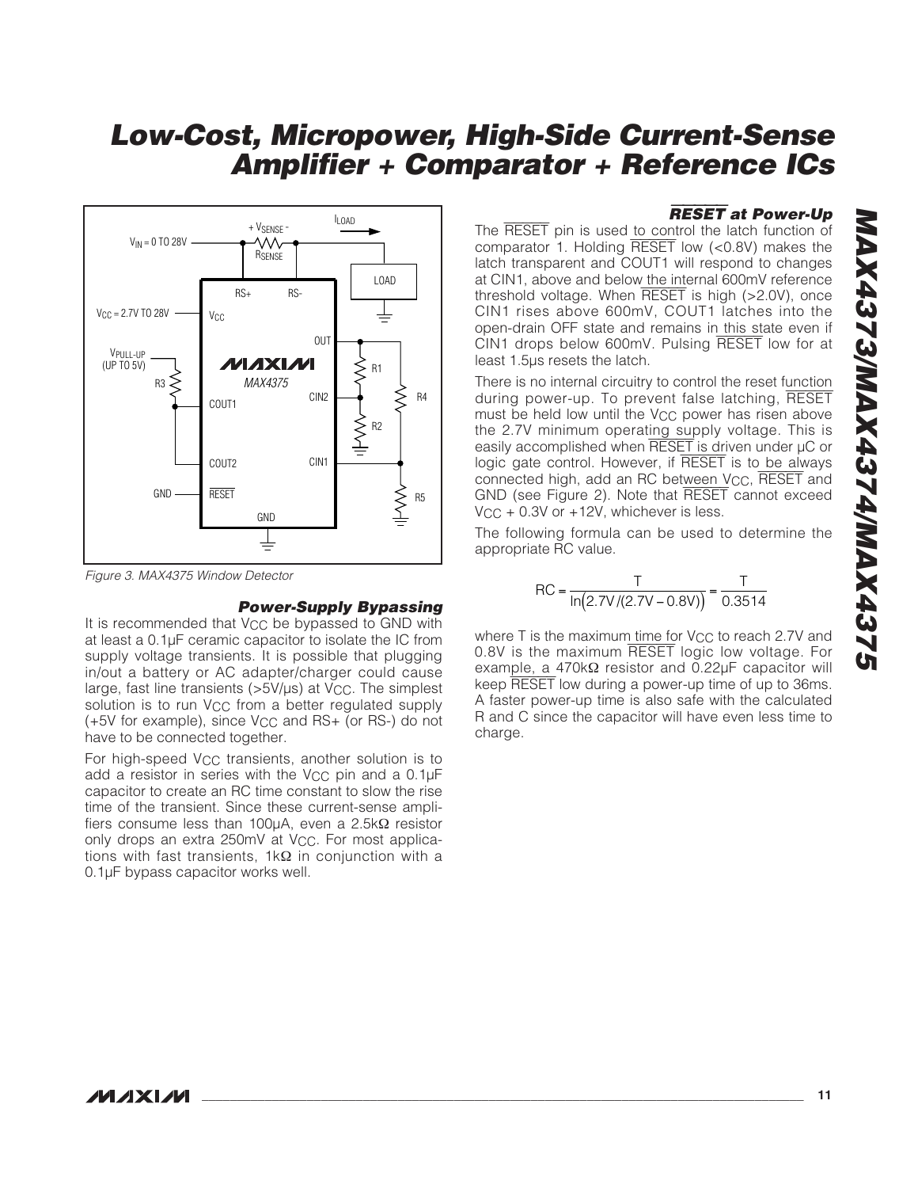Figure 3. MAX4375 Window Detector

### Power-Supply Bypassing

It is recommended that $V_{CC}$ be bypassed to GND with at least a 0.1µF ceramic capacitor to isolate the IC from supply voltage transients. It is possible that plugging in/out a battery or AC adapter/charger could cause large, fast line transients (>5V/µs) at $V_{CC}$. The simplest solution is to run $V_{CC}$ from a better regulated supply (+5V for example), since $V_{CC}$ and RS+ (or RS-) do not have to be connected together.

For high-speed $V_{CC}$ transients, another solution is to add a resistor in series with the $V_{CC}$ pin and a 0.1µF capacitor to create an RC time constant to slow the rise time of the transient. Since these current-sense amplifiers consume less than 100µA, even a 2.5kΩ resistor only drops an extra 250mV at $V_{CC}$. For most applications with fast transients, 1kΩ in conjunction with a 0.1µF bypass capacitor works well.

### $\overline{\text{RESET}}$ at Power-Up

The $\overline{\text{RESET}}$ pin is used to control the latch function of comparator 1. Holding $\overline{\text{RESET}}$ low (<0.8V) makes the latch transparent and COUT1 will respond to changes at CIN1, above and below the internal 600mV reference threshold voltage. When $\overline{\text{RESET}}$ is high (>2.0V), once CIN1 rises above 600mV, COUT1 latches into the open-drain OFF state and remains in this state even if CIN1 drops below 600mV. Pulsing $\overline{\text{RESET}}$ low for at least 1.5µs resets the latch.

There is no internal circuitry to control the reset function during power-up. To prevent false latching, $\overline{\text{RESET}}$ must be held low until the $V_{CC}$ power has risen above the 2.7V minimum operating supply voltage. This is easily accomplished when $\overline{\text{RESET}}$ is driven under µC or logic gate control. However, if $\overline{\text{RESET}}$ is to be always connected high, add an RC between $V_{CC}$, $\overline{\text{RESET}}$ and GND (see Figure 2). Note that $\overline{\text{RESET}}$ cannot exceed $V_{CC}$ + 0.3V or +12V, whichever is less.

The following formula can be used to determine the appropriate RC value.

$$RC = \frac{T}{\ln\left(2.7V/(2.7V - 0.8V)\right)} = \frac{T}{0.3514}$$

where T is the maximum time for $V_{CC}$ to reach 2.7V and 0.8V is the maximum $\overline{\text{RESET}}$ logic low voltage. For example, a 470kΩ resistor and 0.22µF capacitor will keep $\overline{\text{RESET}}$ low during a power-up time of up to 36ms. A faster power-up time is also safe with the calculated R and C since the capacitor will have even less time to charge.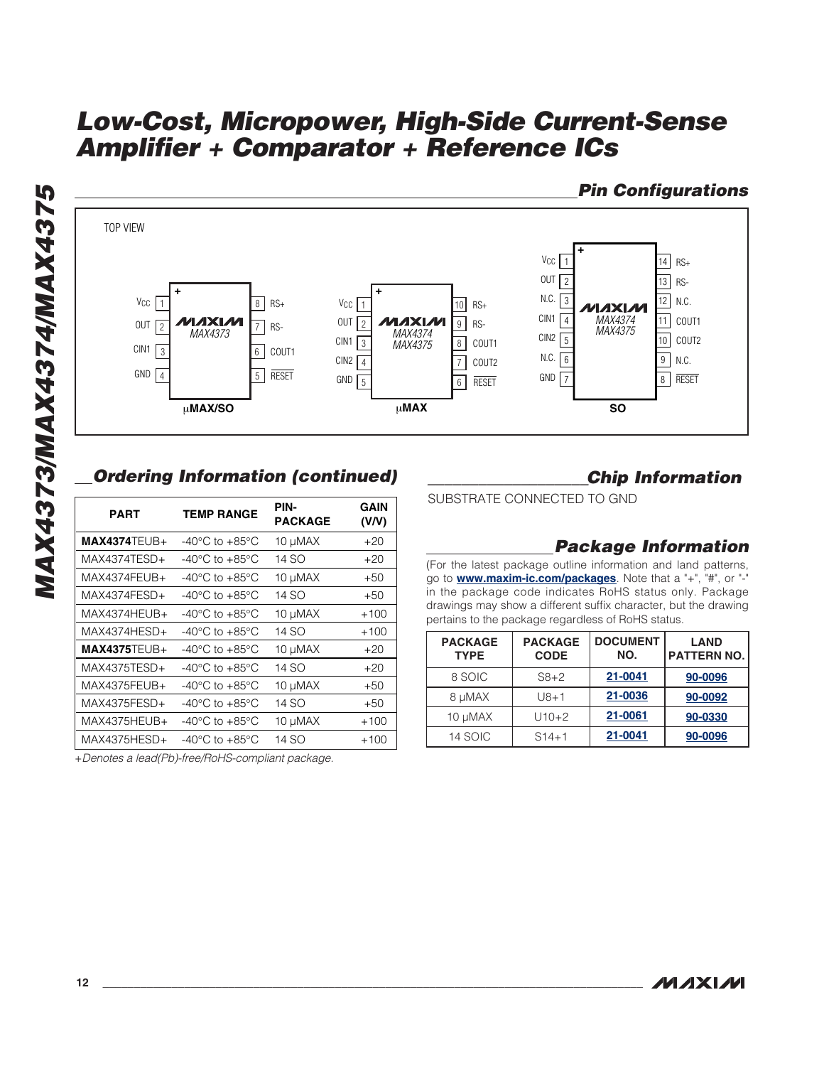## Pin Configurations

TOP VIEW

**MAX4373 (μMAX/SO)**

| Pin | Name | Pin | Name |
|---|---|---|---|
| 1 | VCC | 8 | RS+ |
| 2 | OUT | 7 | RS- |
| 3 | CIN1 | 6 | COUT1 |
| 4 | GND | 5 | RESET |

**MAX4374/MAX4375 (μMAX)**

| Pin | Name | Pin | Name |
|---|---|---|---|
| 1 | VCC | 10 | RS+ |
| 2 | OUT | 9 | RS- |
| 3 | CIN1 | 8 | COUT1 |
| 4 | CIN2 | 7 | COUT2 |
| 5 | GND | 6 | RESET |

**MAX4374/MAX4375 (SO)**

| Pin | Name | Pin | Name |
|---|---|---|---|
| 1 | VCC | 14 | RS+ |
| 2 | OUT | 13 | RS- |
| 3 | N.C. | 12 | N.C. |
| 4 | CIN1 | 11 | COUT1 |
| 5 | CIN2 | 10 | COUT2 |
| 6 | N.C. | 9 | N.C. |
| 7 | GND | 8 | RESET |

## Ordering Information (continued)

| PART | TEMP RANGE | PIN-PACKAGE | GAIN (V/V) |
|---|---|---|---|
| **MAX4374**TEUB+ | -40°C to +85°C | 10 μMAX | +20 |
| MAX4374TESD+ | -40°C to +85°C | 14 SO | +20 |
| MAX4374FEUB+ | -40°C to +85°C | 10 μMAX | +50 |
| MAX4374FESD+ | -40°C to +85°C | 14 SO | +50 |
| MAX4374HEUB+ | -40°C to +85°C | 10 μMAX | +100 |
| MAX4374HESD+ | -40°C to +85°C | 14 SO | +100 |
| **MAX4375**TEUB+ | -40°C to +85°C | 10 μMAX | +20 |
| MAX4375TESD+ | -40°C to +85°C | 14 SO | +20 |
| MAX4375FEUB+ | -40°C to +85°C | 10 μMAX | +50 |
| MAX4375FESD+ | -40°C to +85°C | 14 SO | +50 |
| MAX4375HEUB+ | -40°C to +85°C | 10 μMAX | +100 |
| MAX4375HESD+ | -40°C to +85°C | 14 SO | +100 |

*+Denotes a lead(Pb)-free/RoHS-compliant package.*

## Chip Information

SUBSTRATE CONNECTED TO GND

## Package Information

(For the latest package outline information and land patterns, go to **www.maxim-ic.com/packages**. Note that a "+", "#", or "-" in the package code indicates RoHS status only. Package drawings may show a different suffix character, but the drawing pertains to the package regardless of RoHS status.

| PACKAGE TYPE | PACKAGE CODE | DOCUMENT NO. | LAND PATTERN NO. |
|---|---|---|---|
| 8 SOIC | S8+2 | 21-0041 | 90-0096 |
| 8 μMAX | U8+1 | 21-0036 | 90-0092 |
| 10 μMAX | U10+2 | 21-0061 | 90-0330 |
| 14 SOIC | S14+1 | 21-0041 | 90-0096 |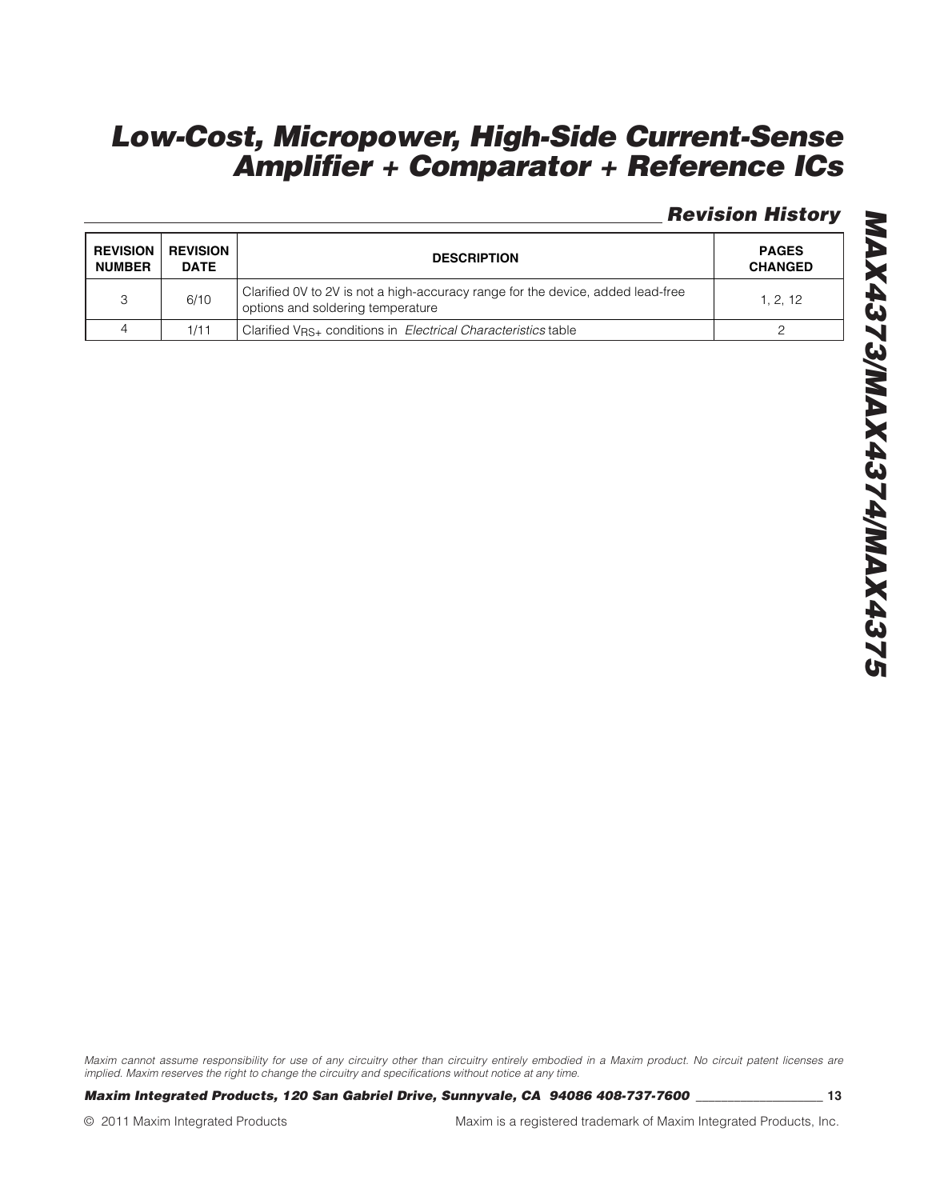## Revision History

| REVISION NUMBER | REVISION DATE | DESCRIPTION | PAGES CHANGED |
|---|---|---|---|
| 3 | 6/10 | Clarified 0V to 2V is not a high-accuracy range for the device, added lead-free options and soldering temperature | 1, 2, 12 |
| 4 | 1/11 | Clarified $V_{RS+}$ conditions in *Electrical Characteristics* table | 2 |

*Maxim cannot assume responsibility for use of any circuitry other than circuitry entirely embodied in a Maxim product. No circuit patent licenses are implied. Maxim reserves the right to change the circuitry and specifications without notice at any time.*

***Maxim Integrated Products, 120 San Gabriel Drive, Sunnyvale, CA 94086 408-737-7600***

© 2011 Maxim Integrated Products

Maxim is a registered trademark of Maxim Integrated Products, Inc.